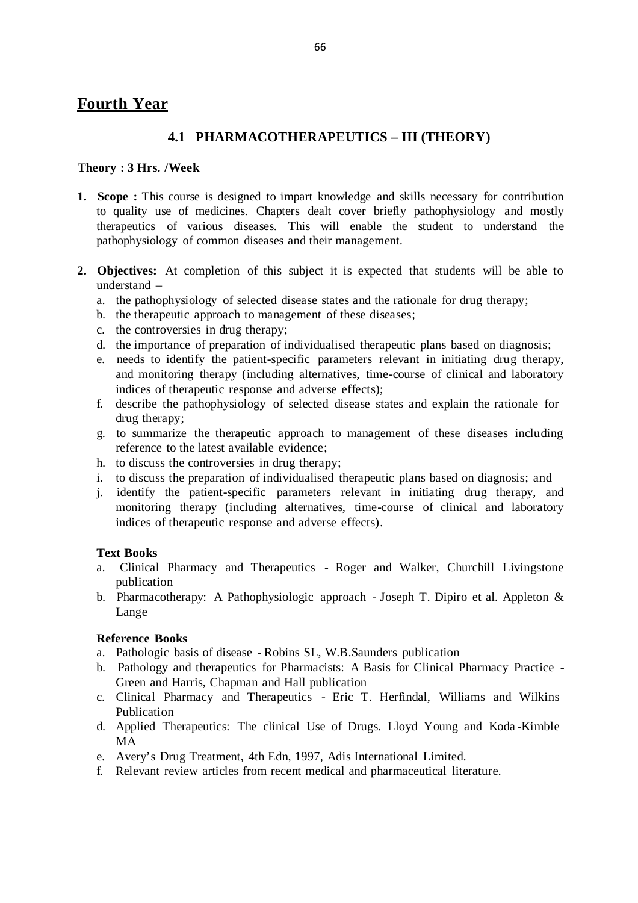# Fourth Year

## 4.1 PHARMACOTHERAPEUTICS – III (THEORY)

**Theory : 3 Hrs. /Week**

1. **Scope :** This course is designed to impart knowledge and skills necessary for contribution to quality use of medicines. Chapters dealt cover briefly pathophysiology and mostly therapeutics of various diseases. This will enable the student to understand the pathophysiology of common diseases and their management.

2. **Objectives:** At completion of this subject it is expected that students will be able to understand –
   a. the pathophysiology of selected disease states and the rationale for drug therapy;
   b. the therapeutic approach to management of these diseases;
   c. the controversies in drug therapy;
   d. the importance of preparation of individualised therapeutic plans based on diagnosis;
   e. needs to identify the patient-specific parameters relevant in initiating drug therapy, and monitoring therapy (including alternatives, time-course of clinical and laboratory indices of therapeutic response and adverse effects);
   f. describe the pathophysiology of selected disease states and explain the rationale for drug therapy;
   g. to summarize the therapeutic approach to management of these diseases including reference to the latest available evidence;
   h. to discuss the controversies in drug therapy;
   i. to discuss the preparation of individualised therapeutic plans based on diagnosis; and
   j. identify the patient-specific parameters relevant in initiating drug therapy, and monitoring therapy (including alternatives, time-course of clinical and laboratory indices of therapeutic response and adverse effects).

**Text Books**

a. Clinical Pharmacy and Therapeutics - Roger and Walker, Churchill Livingstone publication
b. Pharmacotherapy: A Pathophysiologic approach - Joseph T. Dipiro et al. Appleton & Lange

**Reference Books**

a. Pathologic basis of disease - Robins SL, W.B.Saunders publication
b. Pathology and therapeutics for Pharmacists: A Basis for Clinical Pharmacy Practice - Green and Harris, Chapman and Hall publication
c. Clinical Pharmacy and Therapeutics - Eric T. Herfindal, Williams and Wilkins Publication
d. Applied Therapeutics: The clinical Use of Drugs. Lloyd Young and Koda-Kimble MA
e. Avery's Drug Treatment, 4th Edn, 1997, Adis International Limited.
f. Relevant review articles from recent medical and pharmaceutical literature.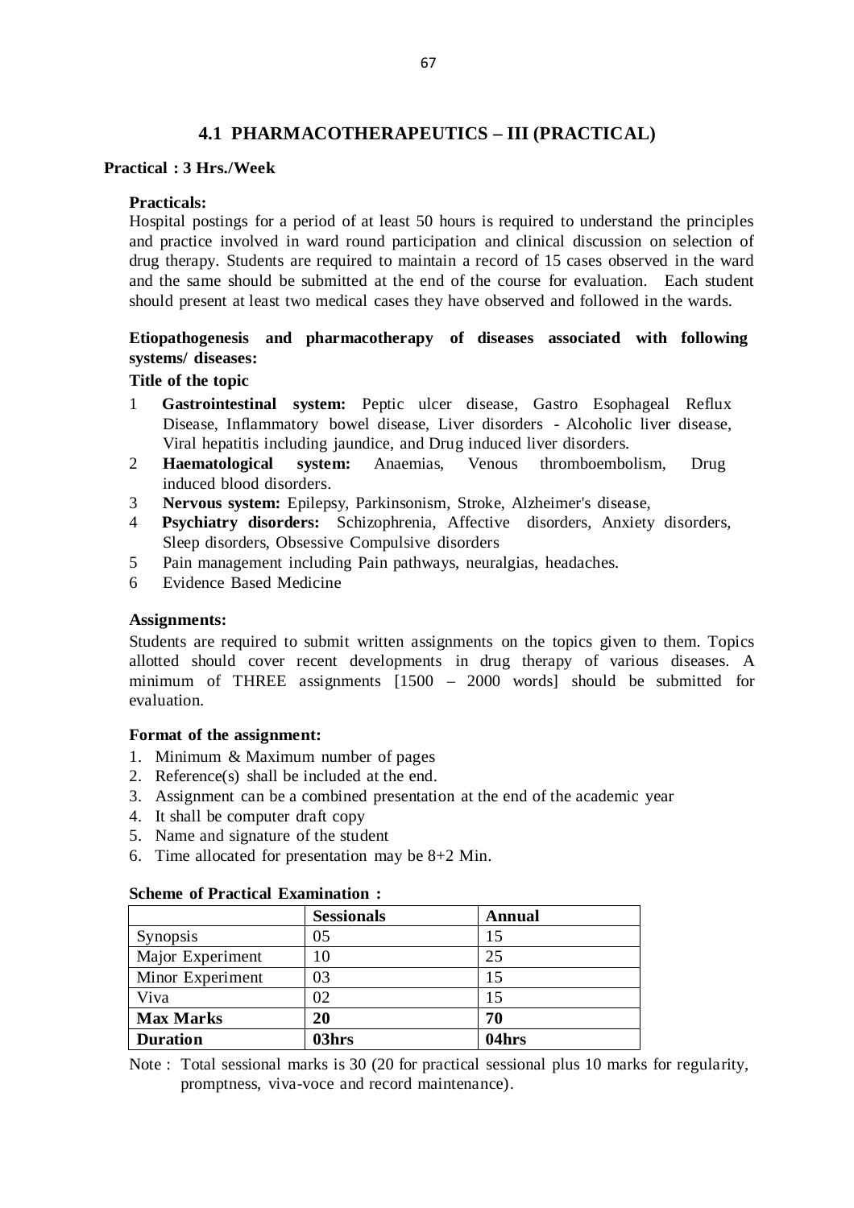## 4.1 PHARMACOTHERAPEUTICS – III (PRACTICAL)

**Practical : 3 Hrs./Week**

**Practicals:**

Hospital postings for a period of at least 50 hours is required to understand the principles and practice involved in ward round participation and clinical discussion on selection of drug therapy. Students are required to maintain a record of 15 cases observed in the ward and the same should be submitted at the end of the course for evaluation. Each student should present at least two medical cases they have observed and followed in the wards.

**Etiopathogenesis and pharmacotherapy of diseases associated with following systems/ diseases:**

**Title of the topic**

1. **Gastrointestinal system:** Peptic ulcer disease, Gastro Esophageal Reflux Disease, Inflammatory bowel disease, Liver disorders - Alcoholic liver disease, Viral hepatitis including jaundice, and Drug induced liver disorders.
2. **Haematological system:** Anaemias, Venous thromboembolism, Drug induced blood disorders.
3. **Nervous system:** Epilepsy, Parkinsonism, Stroke, Alzheimer's disease,
4. **Psychiatry disorders:** Schizophrenia, Affective disorders, Anxiety disorders, Sleep disorders, Obsessive Compulsive disorders
5. Pain management including Pain pathways, neuralgias, headaches.
6. Evidence Based Medicine

**Assignments:**

Students are required to submit written assignments on the topics given to them. Topics allotted should cover recent developments in drug therapy of various diseases. A minimum of THREE assignments [1500 – 2000 words] should be submitted for evaluation.

**Format of the assignment:**

1. Minimum & Maximum number of pages
2. Reference(s) shall be included at the end.
3. Assignment can be a combined presentation at the end of the academic year
4. It shall be computer draft copy
5. Name and signature of the student
6. Time allocated for presentation may be 8+2 Min.

**Scheme of Practical Examination :**

| | **Sessionals** | **Annual** |
|---|---|---|
| Synopsis | 05 | 15 |
| Major Experiment | 10 | 25 |
| Minor Experiment | 03 | 15 |
| Viva | 02 | 15 |
| **Max Marks** | **20** | **70** |
| **Duration** | **03hrs** | **04hrs** |

Note : Total sessional marks is 30 (20 for practical sessional plus 10 marks for regularity, promptness, viva-voce and record maintenance).